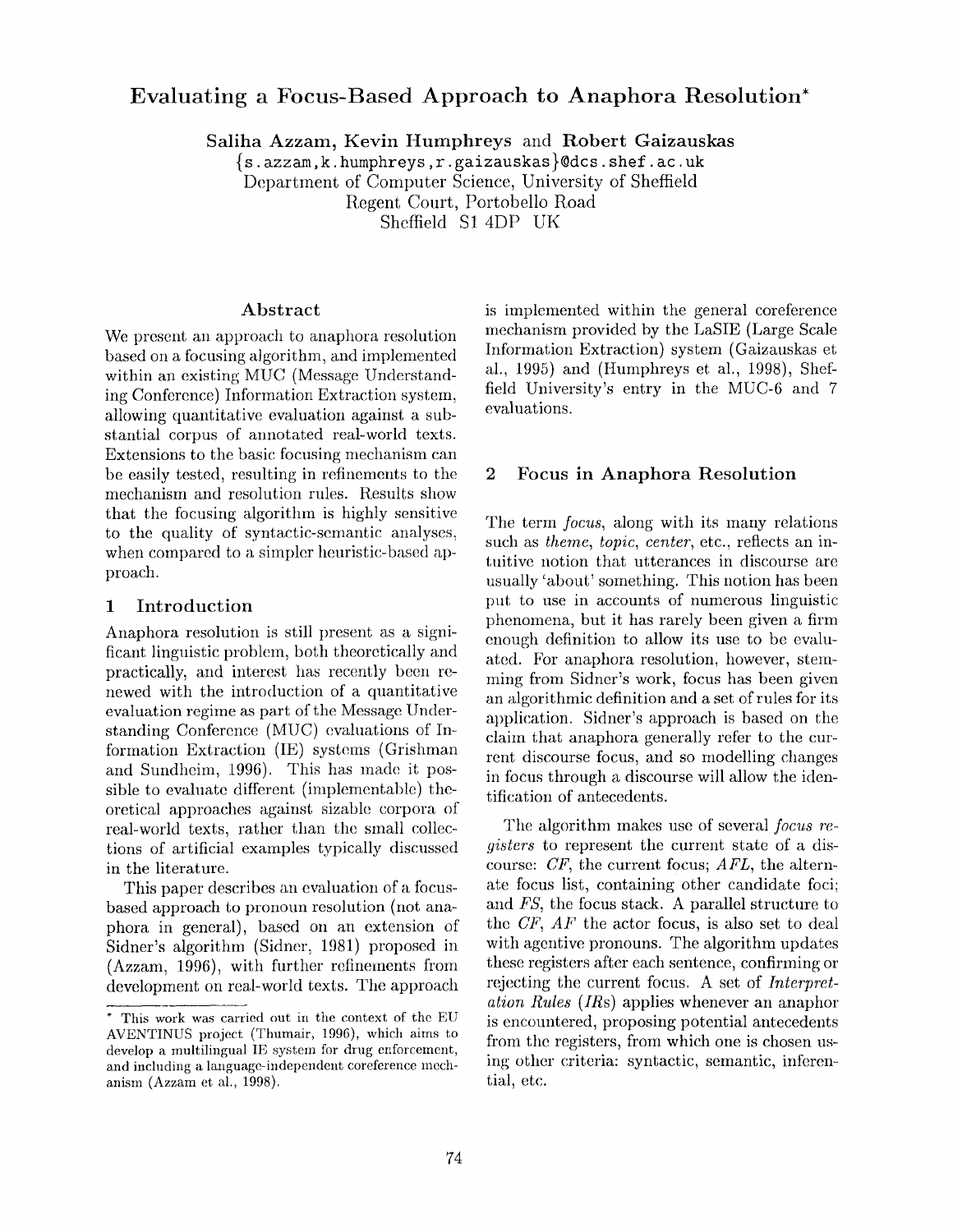# Evaluating a Focus-Based Approach to Anaphora Resolution*

**Saliha Azzam, Kevin Humphreys and Robert Gaizauskas**
{s.azzam,k.humphreys,r.gaizauskas}@dcs.shef.ac.uk
Department of Computer Science, University of Sheffield
Regent Court, Portobello Road
Sheffield S1 4DP UK

## Abstract

We present an approach to anaphora resolution based on a focusing algorithm, and implemented within an existing MUC (Message Understanding Conference) Information Extraction system, allowing quantitative evaluation against a substantial corpus of annotated real-world texts. Extensions to the basic focusing mechanism can be easily tested, resulting in refinements to the mechanism and resolution rules. Results show that the focusing algorithm is highly sensitive to the quality of syntactic-semantic analyses, when compared to a simpler heuristic-based approach.

## 1 Introduction

Anaphora resolution is still present as a significant linguistic problem, both theoretically and practically, and interest has recently been renewed with the introduction of a quantitative evaluation regime as part of the Message Understanding Conference (MUC) evaluations of Information Extraction (IE) systems (Grishman and Sundheim, 1996). This has made it possible to evaluate different (implementable) theoretical approaches against sizable corpora of real-world texts, rather than the small collections of artificial examples typically discussed in the literature.

This paper describes an evaluation of a focus-based approach to pronoun resolution (not anaphora in general), based on an extension of Sidner's algorithm (Sidner, 1981) proposed in (Azzam, 1996), with further refinements from development on real-world texts. The approach is implemented within the general coreference mechanism provided by the LaSIE (Large Scale Information Extraction) system (Gaizauskas et al., 1995) and (Humphreys et al., 1998), Sheffield University's entry in the MUC-6 and 7 evaluations.

## 2 Focus in Anaphora Resolution

The term *focus*, along with its many relations such as *theme*, *topic*, *center*, etc., reflects an intuitive notion that utterances in discourse are usually 'about' something. This notion has been put to use in accounts of numerous linguistic phenomena, but it has rarely been given a firm enough definition to allow its use to be evaluated. For anaphora resolution, however, stemming from Sidner's work, focus has been given an algorithmic definition and a set of rules for its application. Sidner's approach is based on the claim that anaphora generally refer to the current discourse focus, and so modelling changes in focus through a discourse will allow the identification of antecedents.

The algorithm makes use of several *focus registers* to represent the current state of a discourse: *CF*, the current focus; *AFL*, the alternate focus list, containing other candidate foci; and *FS*, the focus stack. A parallel structure to the *CF*, *AF* the actor focus, is also set to deal with agentive pronouns. The algorithm updates these registers after each sentence, confirming or rejecting the current focus. A set of *Interpretation Rules* (*IR*s) applies whenever an anaphor is encountered, proposing potential antecedents from the registers, from which one is chosen using other criteria: syntactic, semantic, inferential, etc.

---

* This work was carried out in the context of the EU AVENTINUS project (Thumair, 1996), which aims to develop a multilingual IE system for drug enforcement, and including a language-independent coreference mechanism (Azzam et al., 1998).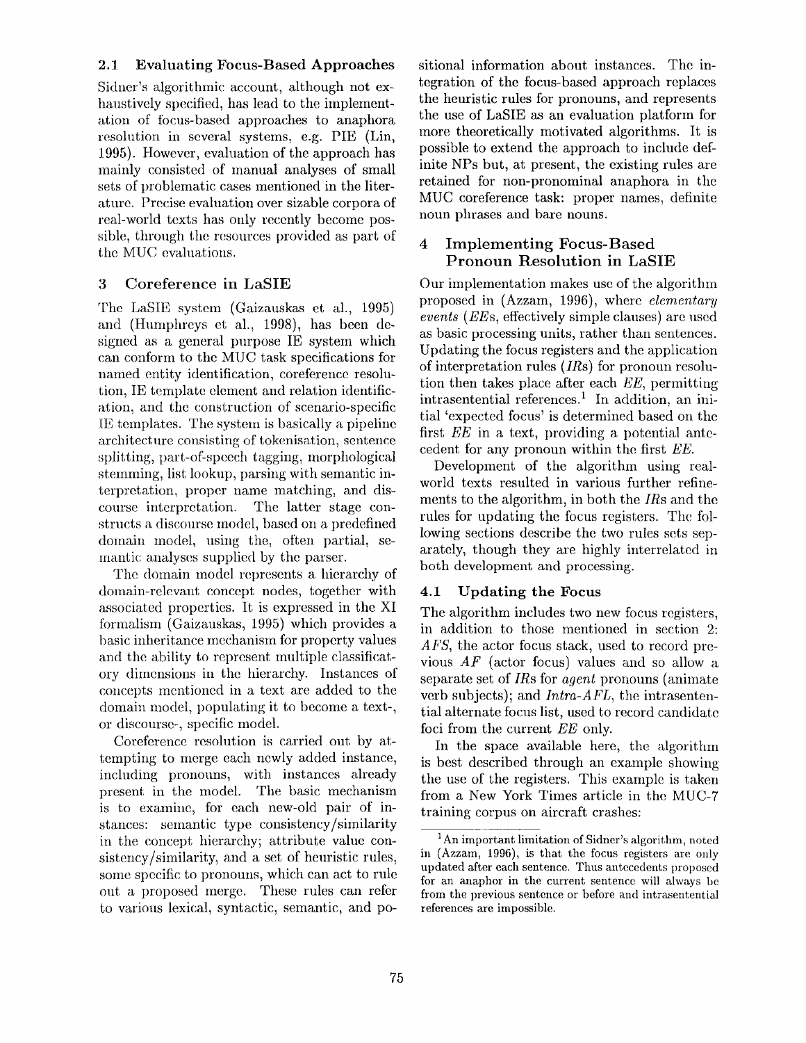### 2.1 Evaluating Focus-Based Approaches

Sidner's algorithmic account, although not exhaustively specified, has lead to the implementation of focus-based approaches to anaphora resolution in several systems, e.g. PIE (Lin, 1995). However, evaluation of the approach has mainly consisted of manual analyses of small sets of problematic cases mentioned in the literature. Precise evaluation over sizable corpora of real-world texts has only recently become possible, through the resources provided as part of the MUC evaluations.

## 3 Coreference in LaSIE

The LaSIE system (Gaizauskas et al., 1995) and (Humphreys et al., 1998), has been designed as a general purpose IE system which can conform to the MUC task specifications for named entity identification, coreference resolution, IE template element and relation identification, and the construction of scenario-specific IE templates. The system is basically a pipeline architecture consisting of tokenisation, sentence splitting, part-of-speech tagging, morphological stemming, list lookup, parsing with semantic interpretation, proper name matching, and discourse interpretation. The latter stage constructs a discourse model, based on a predefined domain model, using the, often partial, semantic analyses supplied by the parser.

The domain model represents a hierarchy of domain-relevant concept nodes, together with associated properties. It is expressed in the XI formalism (Gaizauskas, 1995) which provides a basic inheritance mechanism for property values and the ability to represent multiple classificatory dimensions in the hierarchy. Instances of concepts mentioned in a text are added to the domain model, populating it to become a text-, or discourse-, specific model.

Coreference resolution is carried out by attempting to merge each newly added instance, including pronouns, with instances already present in the model. The basic mechanism is to examine, for each new-old pair of instances: semantic type consistency/similarity in the concept hierarchy; attribute value consistency/similarity, and a set of heuristic rules, some specific to pronouns, which can act to rule out a proposed merge. These rules can refer to various lexical, syntactic, semantic, and positional information about instances. The integration of the focus-based approach replaces the heuristic rules for pronouns, and represents the use of LaSIE as an evaluation platform for more theoretically motivated algorithms. It is possible to extend the approach to include definite NPs but, at present, the existing rules are retained for non-pronominal anaphora in the MUC coreference task: proper names, definite noun phrases and bare nouns.

## 4 Implementing Focus-Based Pronoun Resolution in LaSIE

Our implementation makes use of the algorithm proposed in (Azzam, 1996), where *elementary events* (*EE*s, effectively simple clauses) are used as basic processing units, rather than sentences. Updating the focus registers and the application of interpretation rules (*IR*s) for pronoun resolution then takes place after each *EE*, permitting intrasentential references.[1] In addition, an initial 'expected focus' is determined based on the first *EE* in a text, providing a potential antecedent for any pronoun within the first *EE*.

Development of the algorithm using real-world texts resulted in various further refinements to the algorithm, in both the *IR*s and the rules for updating the focus registers. The following sections describe the two rules sets separately, though they are highly interrelated in both development and processing.

### 4.1 Updating the Focus

The algorithm includes two new focus registers, in addition to those mentioned in section 2: *AFS*, the actor focus stack, used to record previous *AF* (actor focus) values and so allow a separate set of *IR*s for *agent* pronouns (animate verb subjects); and *Intra-AFL*, the intrasentential alternate focus list, used to record candidate foci from the current *EE* only.

In the space available here, the algorithm is best described through an example showing the use of the registers. This example is taken from a New York Times article in the MUC-7 training corpus on aircraft crashes:

[1] An important limitation of Sidner's algorithm, noted in (Azzam, 1996), is that the focus registers are only updated after each sentence. Thus antecedents proposed for an anaphor in the current sentence will always be from the previous sentence or before and intrasentential references are impossible.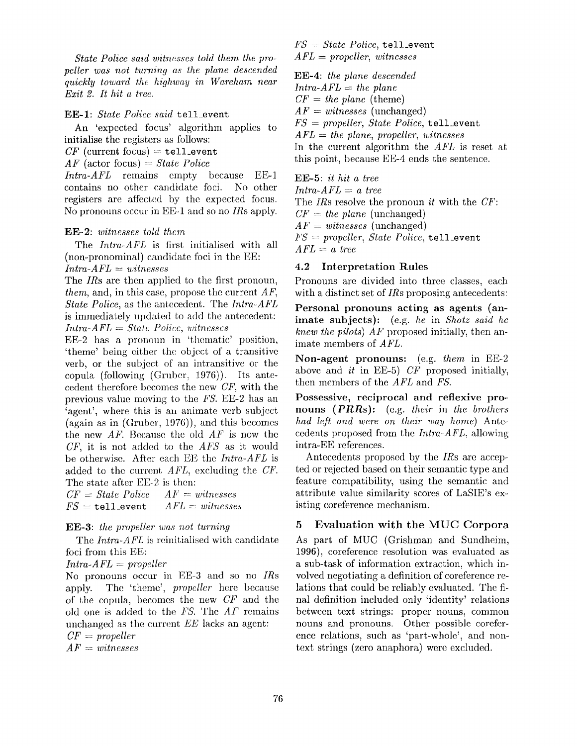*State Police said witnesses told them the propeller was not turning as the plane descended quickly toward the highway in Wareham near Exit 2. It hit a tree.*

**EE-1**: *State Police said* `tell_event`

An 'expected focus' algorithm applies to initialise the registers as follows:
*CF* (current focus) = `tell_event`
*AF* (actor focus) = *State Police*
*Intra-AFL* remains empty because EE-1 contains no other candidate foci. No other registers are affected by the expected focus. No pronouns occur in EE-1 and so no *IR*s apply.

**EE-2**: *witnesses told them*

The *Intra-AFL* is first initialised with all (non-pronominal) candidate foci in the EE:
*Intra-AFL* = *witnesses*
The *IR*s are then applied to the first pronoun, *them*, and, in this case, propose the current *AF*, *State Police*, as the antecedent. The *Intra-AFL* is immediately updated to add the antecedent:
*Intra-AFL* = *State Police*, *witnesses*
EE-2 has a pronoun in 'thematic' position, 'theme' being either the object of a transitive verb, or the subject of an intransitive or the copula (following (Gruber, 1976)). Its antecedent therefore becomes the new *CF*, with the previous value moving to the *FS*. EE-2 has an 'agent', where this is an animate verb subject (again as in (Gruber, 1976)), and this becomes the new *AF*. Because the old *AF* is now the *CF*, it is not added to the *AFS* as it would be otherwise. After each EE the *Intra-AFL* is added to the current *AFL*, excluding the *CF*. The state after EE-2 is then:
*CF* = *State Police* *AF* = *witnesses*
*FS* = `tell_event` *AFL* = *witnesses*

**EE-3**: *the propeller was not turning*

The *Intra-AFL* is reinitialised with candidate foci from this EE:
*Intra-AFL* = *propeller*
No pronouns occur in EE-3 and so no *IR*s apply. The 'theme', *propeller* here because of the copula, becomes the new *CF* and the old one is added to the *FS*. The *AF* remains unchanged as the current *EE* lacks an agent:
*CF* = *propeller*
*AF* = *witnesses*
*FS* = *State Police*, `tell_event`
*AFL* = *propeller*, *witnesses*

**EE-4**: *the plane descended*
*Intra-AFL* = *the plane*
*CF* = *the plane* (theme)
*AF* = *witnesses* (unchanged)
*FS* = *propeller*, *State Police*, `tell_event`
*AFL* = *the plane*, *propeller*, *witnesses*
In the current algorithm the *AFL* is reset at this point, because EE-4 ends the sentence.

**EE-5**: *it hit a tree*
*Intra-AFL* = *a tree*
The *IR*s resolve the pronoun *it* with the *CF*:
*CF* = *the plane* (unchanged)
*AF* = *witnesses* (unchanged)
*FS* = *propeller*, *State Police*, `tell_event`
*AFL* = *a tree*

### 4.2 Interpretation Rules

Pronouns are divided into three classes, each with a distinct set of *IR*s proposing antecedents:

**Personal pronouns acting as agents (animate subjects):** (e.g. *he* in *Shotz said he knew the pilots*) *AF* proposed initially, then animate members of *AFL*.

**Non-agent pronouns:** (e.g. *them* in EE-2 above and *it* in EE-5) *CF* proposed initially, then members of the *AFL* and *FS*.

**Possessive, reciprocal and reflexive pronouns (*PRR*s):** (e.g. *their* in *the brothers had left and were on their way home*) Antecedents proposed from the *Intra-AFL*, allowing intra-EE references.

Antecedents proposed by the *IR*s are accepted or rejected based on their semantic type and feature compatibility, using the semantic and attribute value similarity scores of LaSIE's existing coreference mechanism.

## 5 Evaluation with the MUC Corpora

As part of MUC (Grishman and Sundheim, 1996), coreference resolution was evaluated as a sub-task of information extraction, which involved negotiating a definition of coreference relations that could be reliably evaluated. The final definition included only 'identity' relations between text strings: proper nouns, common nouns and pronouns. Other possible coreference relations, such as 'part-whole', and non-text strings (zero anaphora) were excluded.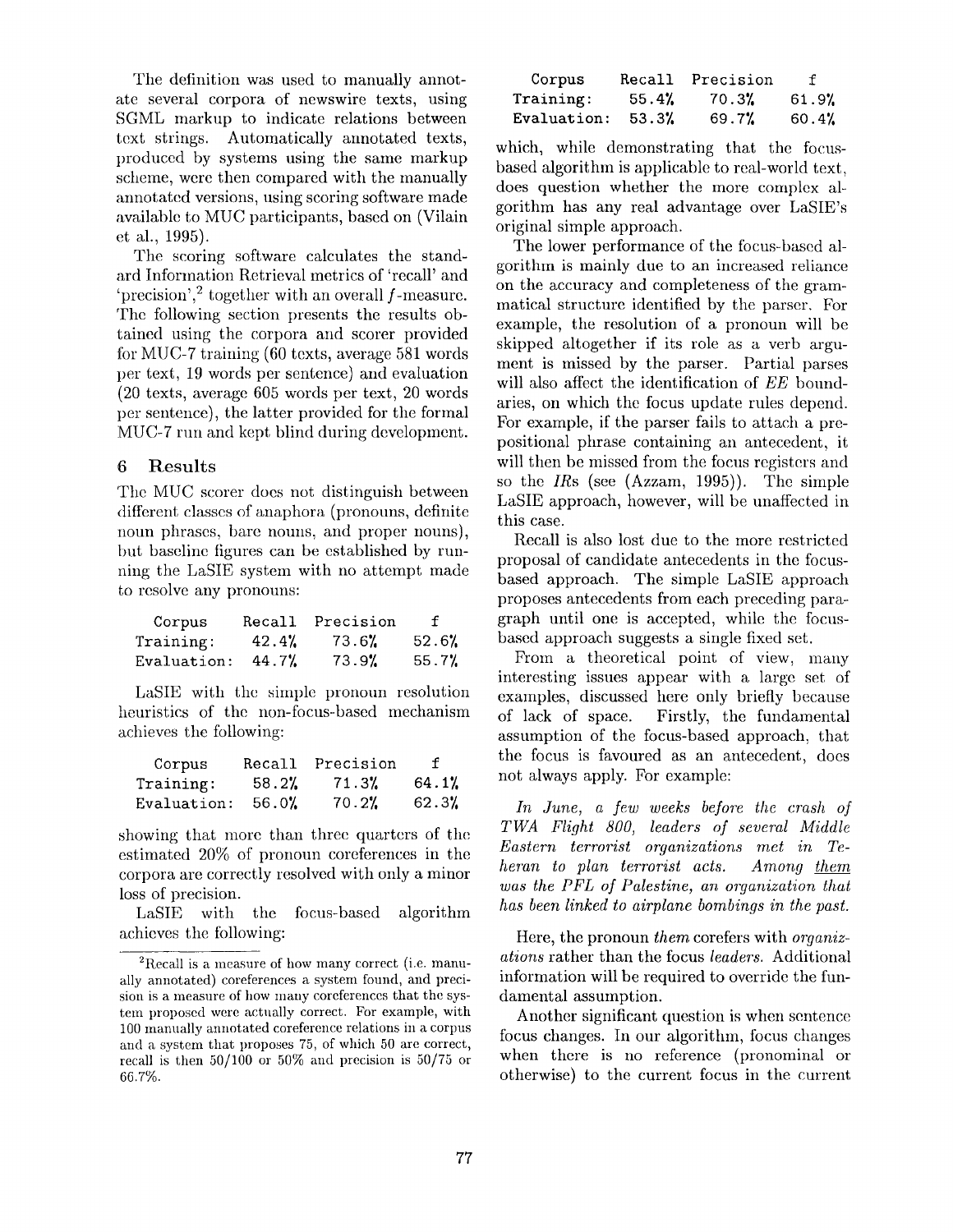The definition was used to manually annotate several corpora of newswire texts, using SGML markup to indicate relations between text strings. Automatically annotated texts, produced by systems using the same markup scheme, were then compared with the manually annotated versions, using scoring software made available to MUC participants, based on (Vilain et al., 1995).

The scoring software calculates the standard Information Retrieval metrics of 'recall' and 'precision',[2] together with an overall $f$-measure. The following section presents the results obtained using the corpora and scorer provided for MUC-7 training (60 texts, average 581 words per text, 19 words per sentence) and evaluation (20 texts, average 605 words per text, 20 words per sentence), the latter provided for the formal MUC-7 run and kept blind during development.

## 6 Results

The MUC scorer does not distinguish between different classes of anaphora (pronouns, definite noun phrases, bare nouns, and proper nouns), but baseline figures can be established by running the LaSIE system with no attempt made to resolve any pronouns:

| Corpus | Recall | Precision | f |
|---|---|---|---|
| Training: | 42.4% | 73.6% | 52.6% |
| Evaluation: | 44.7% | 73.9% | 55.7% |

LaSIE with the simple pronoun resolution heuristics of the non-focus-based mechanism achieves the following:

| Corpus | Recall | Precision | f |
|---|---|---|---|
| Training: | 58.2% | 71.3% | 64.1% |
| Evaluation: | 56.0% | 70.2% | 62.3% |

showing that more than three quarters of the estimated 20% of pronoun coreferences in the corpora are correctly resolved with only a minor loss of precision.

LaSIE with the focus-based algorithm achieves the following:

| Corpus | Recall | Precision | f |
|---|---|---|---|
| Training: | 55.4% | 70.3% | 61.9% |
| Evaluation: | 53.3% | 69.7% | 60.4% |

which, while demonstrating that the focus-based algorithm is applicable to real-world text, does question whether the more complex algorithm has any real advantage over LaSIE's original simple approach.

The lower performance of the focus-based algorithm is mainly due to an increased reliance on the accuracy and completeness of the grammatical structure identified by the parser. For example, the resolution of a pronoun will be skipped altogether if its role as a verb argument is missed by the parser. Partial parses will also affect the identification of *EE* boundaries, on which the focus update rules depend. For example, if the parser fails to attach a prepositional phrase containing an antecedent, it will then be missed from the focus registers and so the *IR*s (see (Azzam, 1995)). The simple LaSIE approach, however, will be unaffected in this case.

Recall is also lost due to the more restricted proposal of candidate antecedents in the focus-based approach. The simple LaSIE approach proposes antecedents from each preceding paragraph until one is accepted, while the focus-based approach suggests a single fixed set.

From a theoretical point of view, many interesting issues appear with a large set of examples, discussed here only briefly because of lack of space. Firstly, the fundamental assumption of the focus-based approach, that the focus is favoured as an antecedent, does not always apply. For example:

*In June, a few weeks before the crash of TWA Flight 800, leaders of several Middle Eastern terrorist organizations met in Teheran to plan terrorist acts. Among them was the PFL of Palestine, an organization that has been linked to airplane bombings in the past.*

Here, the pronoun *them* corefers with *organizations* rather than the focus *leaders*. Additional information will be required to override the fundamental assumption.

Another significant question is when sentence focus changes. In our algorithm, focus changes when there is no reference (pronominal or otherwise) to the current focus in the current

[2] Recall is a measure of how many correct (i.e. manually annotated) coreferences a system found, and precision is a measure of how many coreferences that the system proposed were actually correct. For example, with 100 manually annotated coreference relations in a corpus and a system that proposes 75, of which 50 are correct, recall is then 50/100 or 50% and precision is 50/75 or 66.7%.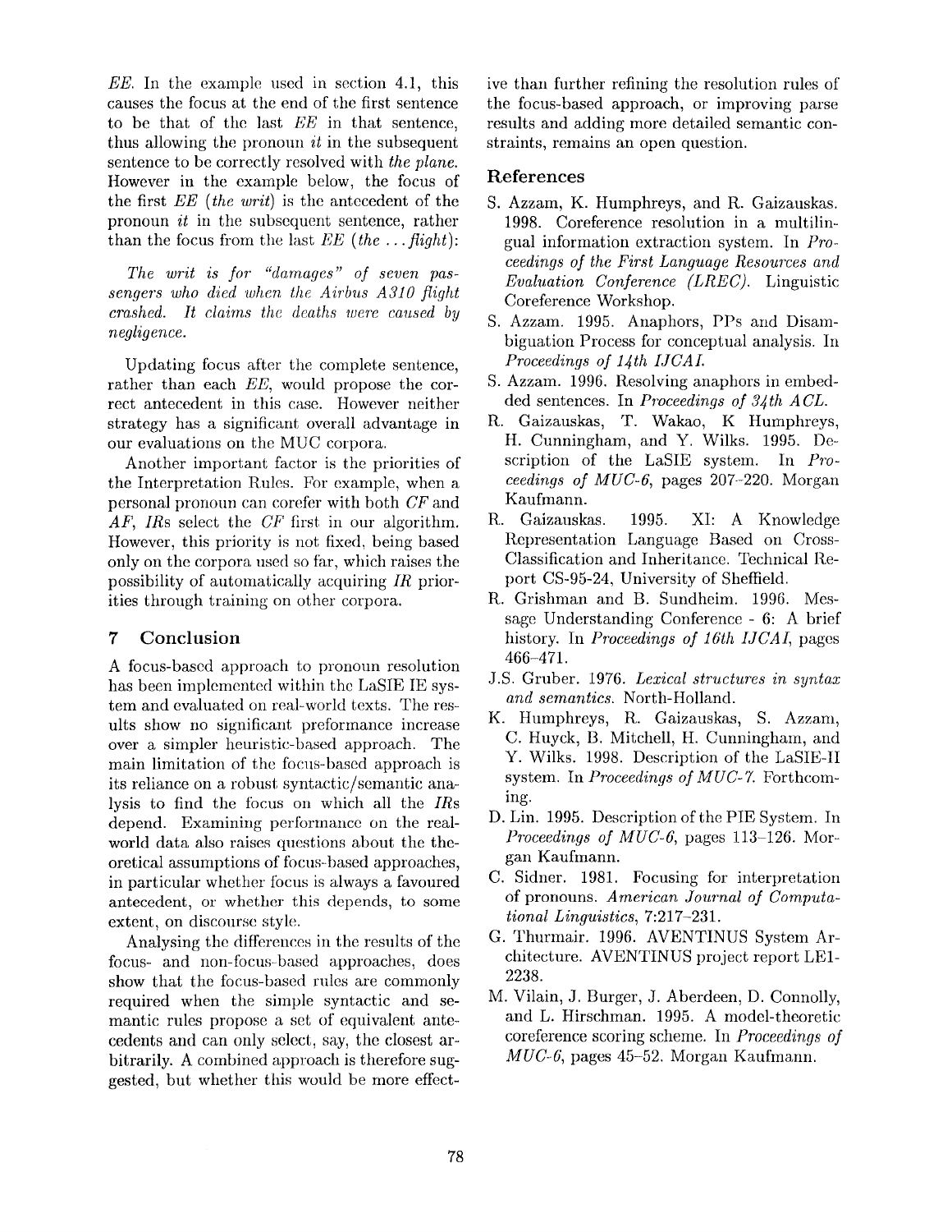*EE*. In the example used in section 4.1, this causes the focus at the end of the first sentence to be that of the last *EE* in that sentence, thus allowing the pronoun *it* in the subsequent sentence to be correctly resolved with *the plane*. However in the example below, the focus of the first *EE* (*the writ*) is the antecedent of the pronoun *it* in the subsequent sentence, rather than the focus from the last *EE* (*the ... flight*):

> *The writ is for "damages" of seven passengers who died when the Airbus A310 flight crashed. It claims the deaths were caused by negligence.*

Updating focus after the complete sentence, rather than each *EE*, would propose the correct antecedent in this case. However neither strategy has a significant overall advantage in our evaluations on the MUC corpora.

Another important factor is the priorities of the Interpretation Rules. For example, when a personal pronoun can corefer with both *CF* and *AF*, *IR*s select the *CF* first in our algorithm. However, this priority is not fixed, being based only on the corpora used so far, which raises the possibility of automatically acquiring *IR* priorities through training on other corpora.

## 7 Conclusion

A focus-based approach to pronoun resolution has been implemented within the LaSIE IE system and evaluated on real-world texts. The results show no significant preformance increase over a simpler heuristic-based approach. The main limitation of the focus-based approach is its reliance on a robust syntactic/semantic analysis to find the focus on which all the *IR*s depend. Examining performance on the real-world data also raises questions about the theoretical assumptions of focus-based approaches, in particular whether focus is always a favoured antecedent, or whether this depends, to some extent, on discourse style.

Analysing the differences in the results of the focus- and non-focus-based approaches, does show that the focus-based rules are commonly required when the simple syntactic and semantic rules propose a set of equivalent antecedents and can only select, say, the closest arbitrarily. A combined approach is therefore suggested, but whether this would be more effective than further refining the resolution rules of the focus-based approach, or improving parse results and adding more detailed semantic constraints, remains an open question.

## References

S. Azzam, K. Humphreys, and R. Gaizauskas. 1998. Coreference resolution in a multilingual information extraction system. In *Proceedings of the First Language Resources and Evaluation Conference (LREC)*. Linguistic Coreference Workshop.

S. Azzam. 1995. Anaphors, PPs and Disambiguation Process for conceptual analysis. In *Proceedings of 14th IJCAI*.

S. Azzam. 1996. Resolving anaphors in embedded sentences. In *Proceedings of 34th ACL*.

R. Gaizauskas, T. Wakao, K Humphreys, H. Cunningham, and Y. Wilks. 1995. Description of the LaSIE system. In *Proceedings of MUC-6*, pages 207–220. Morgan Kaufmann.

R. Gaizauskas. 1995. XI: A Knowledge Representation Language Based on Cross-Classification and Inheritance. Technical Report CS-95-24, University of Sheffield.

R. Grishman and B. Sundheim. 1996. Message Understanding Conference - 6: A brief history. In *Proceedings of 16th IJCAI*, pages 466–471.

J.S. Gruber. 1976. *Lexical structures in syntax and semantics*. North-Holland.

K. Humphreys, R. Gaizauskas, S. Azzam, C. Huyck, B. Mitchell, H. Cunningham, and Y. Wilks. 1998. Description of the LaSIE-II system. In *Proceedings of MUC-7*. Forthcoming.

D. Lin. 1995. Description of the PIE System. In *Proceedings of MUC-6*, pages 113–126. Morgan Kaufmann.

C. Sidner. 1981. Focusing for interpretation of pronouns. *American Journal of Computational Linguistics*, 7:217–231.

G. Thurmair. 1996. AVENTINUS System Architecture. AVENTINUS project report LE1-2238.

M. Vilain, J. Burger, J. Aberdeen, D. Connolly, and L. Hirschman. 1995. A model-theoretic coreference scoring scheme. In *Proceedings of MUC-6*, pages 45–52. Morgan Kaufmann.